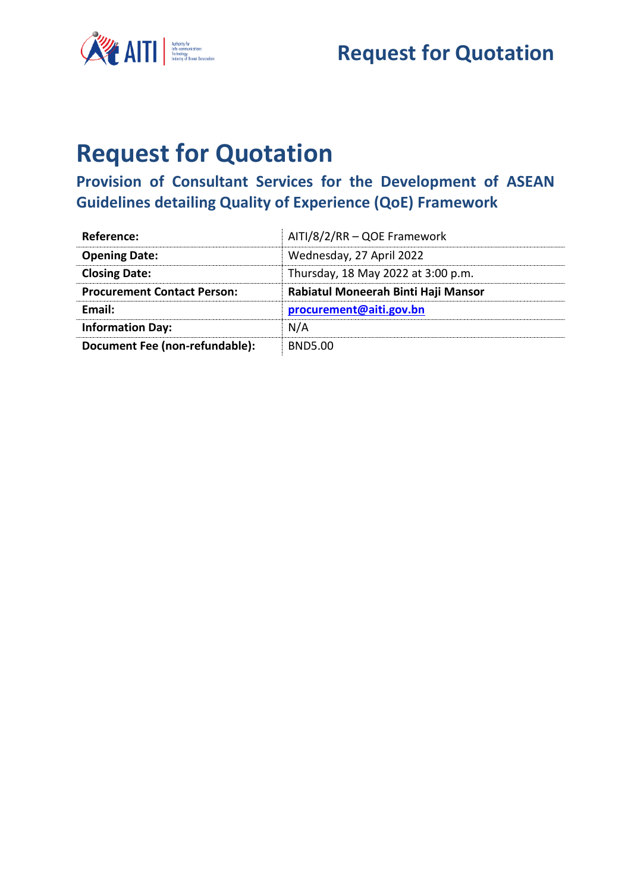# Request for Quotation

## Provision of Consultant Services for the Development of ASEAN Guidelines detailing Quality of Experience (QoE) Framework

| | |
|---|---|
| **Reference:** | AITI/8/2/RR – QOE Framework |
| **Opening Date:** | Wednesday, 27 April 2022 |
| **Closing Date:** | Thursday, 18 May 2022 at 3:00 p.m. |
| **Procurement Contact Person:** | **Rabiatul Moneerah Binti Haji Mansor** |
| **Email:** | **procurement@aiti.gov.bn** |
| **Information Day:** | N/A |
| **Document Fee (non-refundable):** | BND5.00 |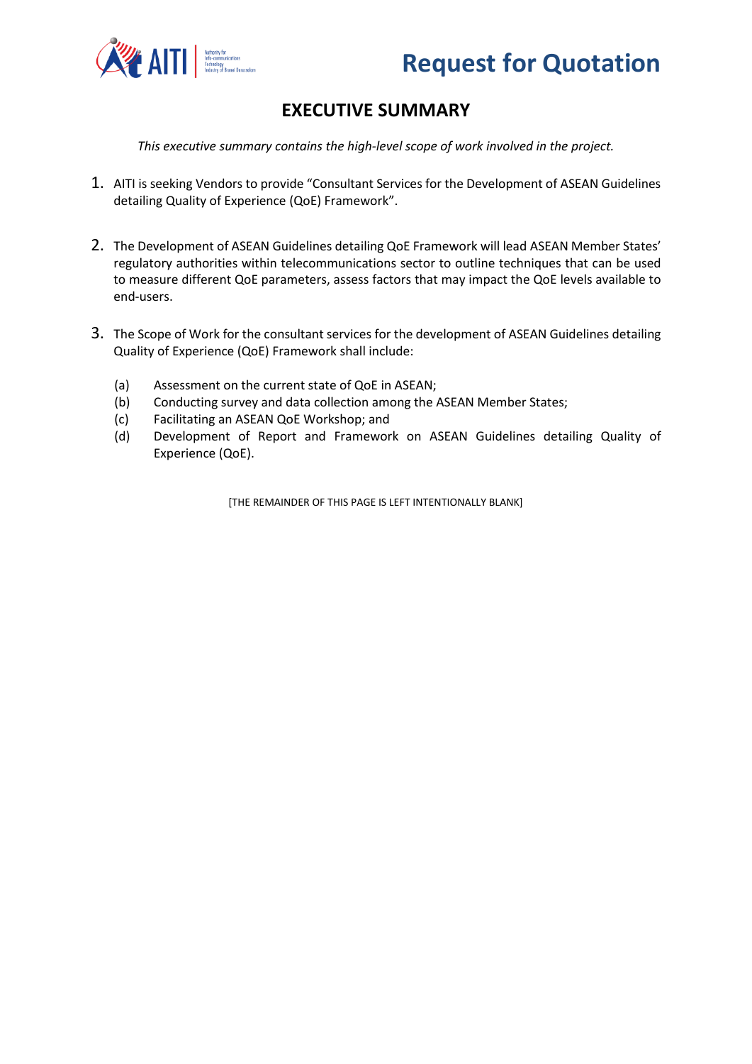# EXECUTIVE SUMMARY

*This executive summary contains the high-level scope of work involved in the project.*

1. AITI is seeking Vendors to provide "Consultant Services for the Development of ASEAN Guidelines detailing Quality of Experience (QoE) Framework".

2. The Development of ASEAN Guidelines detailing QoE Framework will lead ASEAN Member States' regulatory authorities within telecommunications sector to outline techniques that can be used to measure different QoE parameters, assess factors that may impact the QoE levels available to end-users.

3. The Scope of Work for the consultant services for the development of ASEAN Guidelines detailing Quality of Experience (QoE) Framework shall include:

   (a) Assessment on the current state of QoE in ASEAN;
   (b) Conducting survey and data collection among the ASEAN Member States;
   (c) Facilitating an ASEAN QoE Workshop; and
   (d) Development of Report and Framework on ASEAN Guidelines detailing Quality of Experience (QoE).

[THE REMAINDER OF THIS PAGE IS LEFT INTENTIONALLY BLANK]